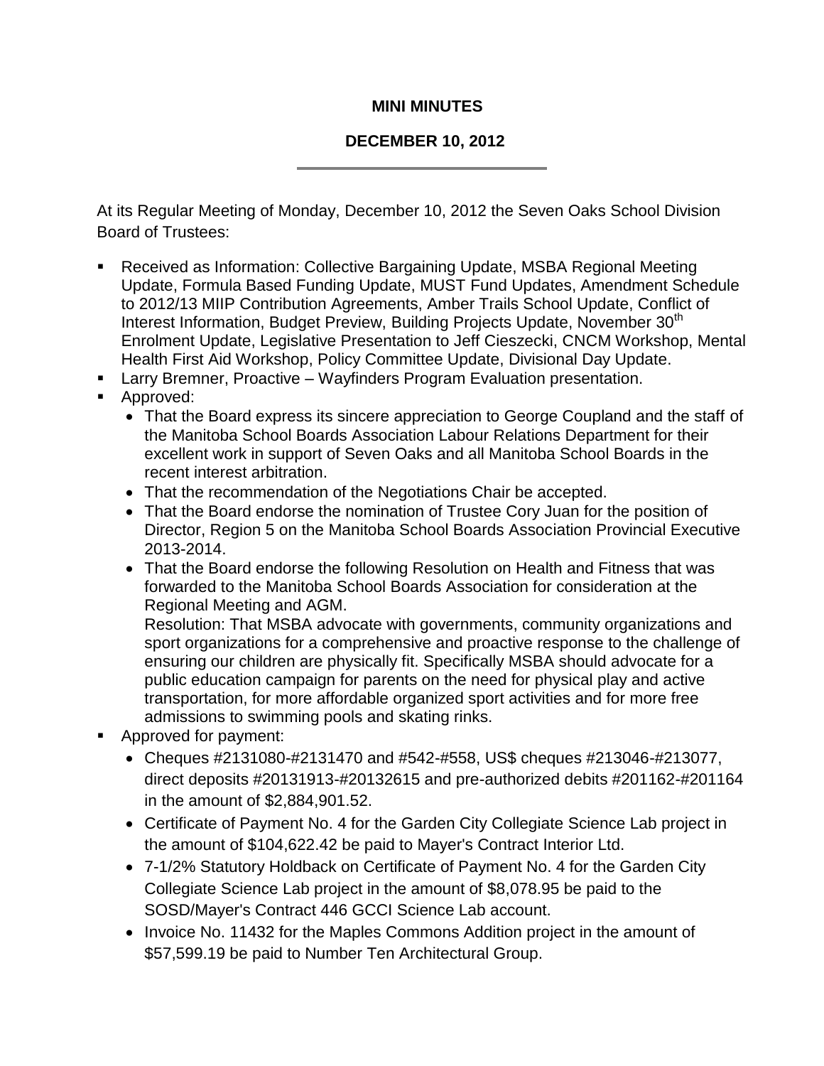# MINI MINUTES

## DECEMBER 10, 2012

At its Regular Meeting of Monday, December 10, 2012 the Seven Oaks School Division Board of Trustees:

- Received as Information: Collective Bargaining Update, MSBA Regional Meeting Update, Formula Based Funding Update, MUST Fund Updates, Amendment Schedule to 2012/13 MIIP Contribution Agreements, Amber Trails School Update, Conflict of Interest Information, Budget Preview, Building Projects Update, November 30th Enrolment Update, Legislative Presentation to Jeff Cieszecki, CNCM Workshop, Mental Health First Aid Workshop, Policy Committee Update, Divisional Day Update.
- Larry Bremner, Proactive – Wayfinders Program Evaluation presentation.
- Approved:
  - That the Board express its sincere appreciation to George Coupland and the staff of the Manitoba School Boards Association Labour Relations Department for their excellent work in support of Seven Oaks and all Manitoba School Boards in the recent interest arbitration.
  - That the recommendation of the Negotiations Chair be accepted.
  - That the Board endorse the nomination of Trustee Cory Juan for the position of Director, Region 5 on the Manitoba School Boards Association Provincial Executive 2013-2014.
  - That the Board endorse the following Resolution on Health and Fitness that was forwarded to the Manitoba School Boards Association for consideration at the Regional Meeting and AGM.
    Resolution: That MSBA advocate with governments, community organizations and sport organizations for a comprehensive and proactive response to the challenge of ensuring our children are physically fit. Specifically MSBA should advocate for a public education campaign for parents on the need for physical play and active transportation, for more affordable organized sport activities and for more free admissions to swimming pools and skating rinks.
- Approved for payment:
  - Cheques #2131080-#2131470 and #542-#558, US$ cheques #213046-#213077, direct deposits #20131913-#20132615 and pre-authorized debits #201162-#201164 in the amount of $2,884,901.52.
  - Certificate of Payment No. 4 for the Garden City Collegiate Science Lab project in the amount of $104,622.42 be paid to Mayer's Contract Interior Ltd.
  - 7-1/2% Statutory Holdback on Certificate of Payment No. 4 for the Garden City Collegiate Science Lab project in the amount of $8,078.95 be paid to the SOSD/Mayer's Contract 446 GCCI Science Lab account.
  - Invoice No. 11432 for the Maples Commons Addition project in the amount of $57,599.19 be paid to Number Ten Architectural Group.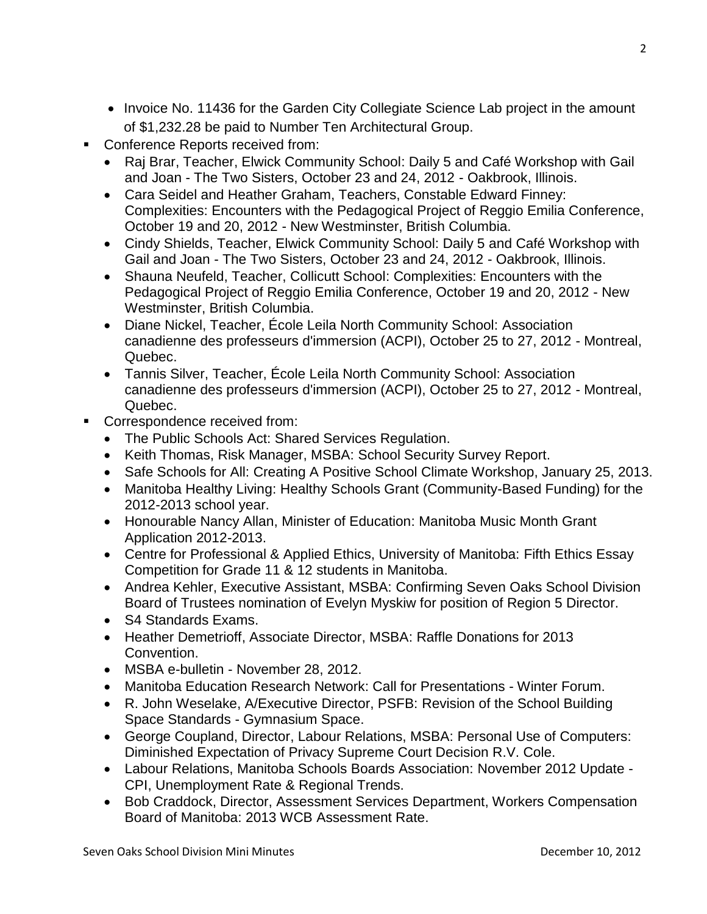- Invoice No. 11436 for the Garden City Collegiate Science Lab project in the amount of $1,232.28 be paid to Number Ten Architectural Group.
- Conference Reports received from:
  - Raj Brar, Teacher, Elwick Community School: Daily 5 and Café Workshop with Gail and Joan - The Two Sisters, October 23 and 24, 2012 - Oakbrook, Illinois.
  - Cara Seidel and Heather Graham, Teachers, Constable Edward Finney: Complexities: Encounters with the Pedagogical Project of Reggio Emilia Conference, October 19 and 20, 2012 - New Westminster, British Columbia.
  - Cindy Shields, Teacher, Elwick Community School: Daily 5 and Café Workshop with Gail and Joan - The Two Sisters, October 23 and 24, 2012 - Oakbrook, Illinois.
  - Shauna Neufeld, Teacher, Collicutt School: Complexities: Encounters with the Pedagogical Project of Reggio Emilia Conference, October 19 and 20, 2012 - New Westminster, British Columbia.
  - Diane Nickel, Teacher, École Leila North Community School: Association canadienne des professeurs d'immersion (ACPI), October 25 to 27, 2012 - Montreal, Quebec.
  - Tannis Silver, Teacher, École Leila North Community School: Association canadienne des professeurs d'immersion (ACPI), October 25 to 27, 2012 - Montreal, Quebec.
- Correspondence received from:
  - The Public Schools Act: Shared Services Regulation.
  - Keith Thomas, Risk Manager, MSBA: School Security Survey Report.
  - Safe Schools for All: Creating A Positive School Climate Workshop, January 25, 2013.
  - Manitoba Healthy Living: Healthy Schools Grant (Community-Based Funding) for the 2012-2013 school year.
  - Honourable Nancy Allan, Minister of Education: Manitoba Music Month Grant Application 2012-2013.
  - Centre for Professional & Applied Ethics, University of Manitoba: Fifth Ethics Essay Competition for Grade 11 & 12 students in Manitoba.
  - Andrea Kehler, Executive Assistant, MSBA: Confirming Seven Oaks School Division Board of Trustees nomination of Evelyn Myskiw for position of Region 5 Director.
  - S4 Standards Exams.
  - Heather Demetrioff, Associate Director, MSBA: Raffle Donations for 2013 Convention.
  - MSBA e-bulletin - November 28, 2012.
  - Manitoba Education Research Network: Call for Presentations - Winter Forum.
  - R. John Weselake, A/Executive Director, PSFB: Revision of the School Building Space Standards - Gymnasium Space.
  - George Coupland, Director, Labour Relations, MSBA: Personal Use of Computers: Diminished Expectation of Privacy Supreme Court Decision R.V. Cole.
  - Labour Relations, Manitoba Schools Boards Association: November 2012 Update - CPI, Unemployment Rate & Regional Trends.
  - Bob Craddock, Director, Assessment Services Department, Workers Compensation Board of Manitoba: 2013 WCB Assessment Rate.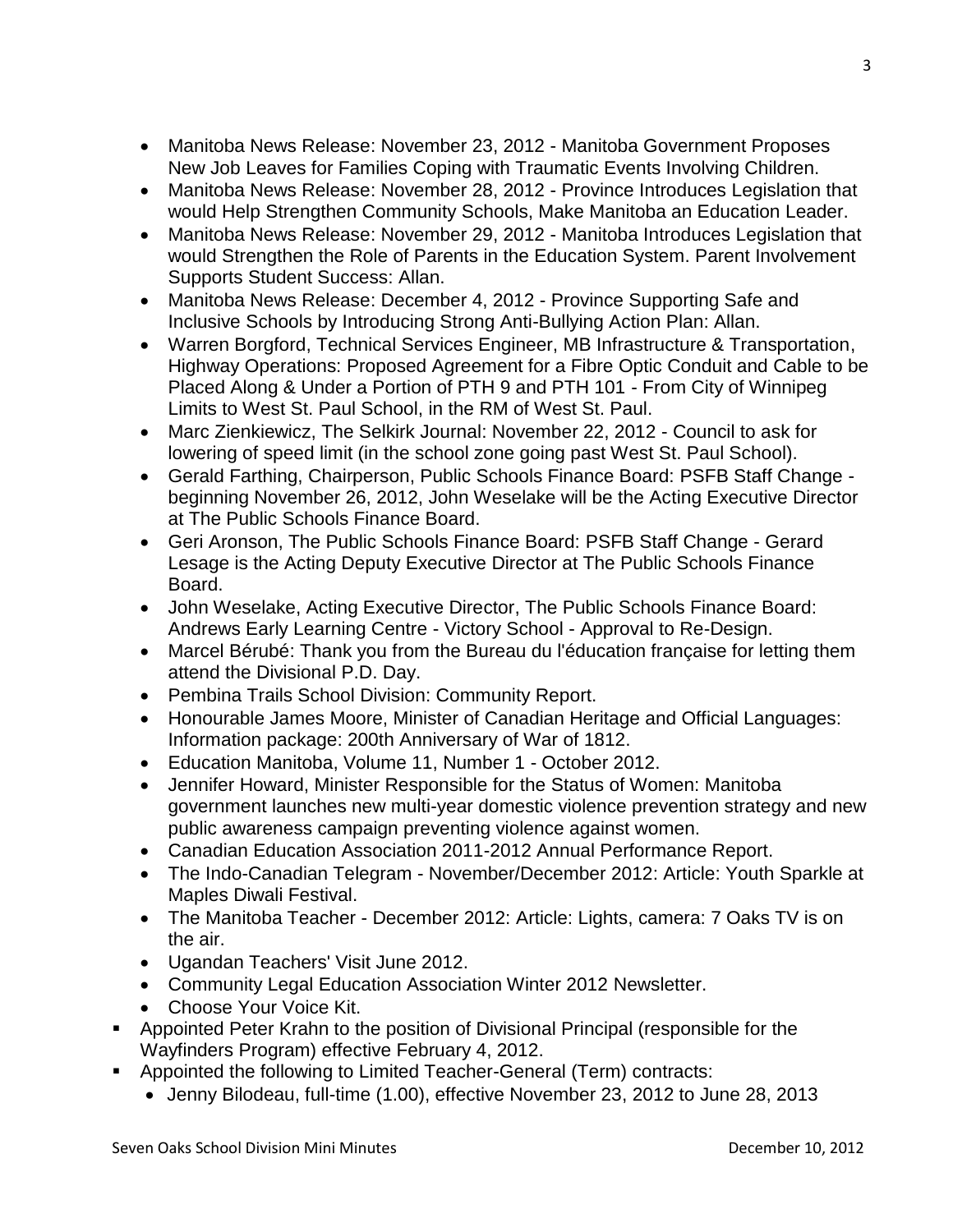- Manitoba News Release: November 23, 2012 - Manitoba Government Proposes New Job Leaves for Families Coping with Traumatic Events Involving Children.
- Manitoba News Release: November 28, 2012 - Province Introduces Legislation that would Help Strengthen Community Schools, Make Manitoba an Education Leader.
- Manitoba News Release: November 29, 2012 - Manitoba Introduces Legislation that would Strengthen the Role of Parents in the Education System. Parent Involvement Supports Student Success: Allan.
- Manitoba News Release: December 4, 2012 - Province Supporting Safe and Inclusive Schools by Introducing Strong Anti-Bullying Action Plan: Allan.
- Warren Borgford, Technical Services Engineer, MB Infrastructure & Transportation, Highway Operations: Proposed Agreement for a Fibre Optic Conduit and Cable to be Placed Along & Under a Portion of PTH 9 and PTH 101 - From City of Winnipeg Limits to West St. Paul School, in the RM of West St. Paul.
- Marc Zienkiewicz, The Selkirk Journal: November 22, 2012 - Council to ask for lowering of speed limit (in the school zone going past West St. Paul School).
- Gerald Farthing, Chairperson, Public Schools Finance Board: PSFB Staff Change - beginning November 26, 2012, John Weselake will be the Acting Executive Director at The Public Schools Finance Board.
- Geri Aronson, The Public Schools Finance Board: PSFB Staff Change - Gerard Lesage is the Acting Deputy Executive Director at The Public Schools Finance Board.
- John Weselake, Acting Executive Director, The Public Schools Finance Board: Andrews Early Learning Centre - Victory School - Approval to Re-Design.
- Marcel Bérubé: Thank you from the Bureau du l'éducation française for letting them attend the Divisional P.D. Day.
- Pembina Trails School Division: Community Report.
- Honourable James Moore, Minister of Canadian Heritage and Official Languages: Information package: 200th Anniversary of War of 1812.
- Education Manitoba, Volume 11, Number 1 - October 2012.
- Jennifer Howard, Minister Responsible for the Status of Women: Manitoba government launches new multi-year domestic violence prevention strategy and new public awareness campaign preventing violence against women.
- Canadian Education Association 2011-2012 Annual Performance Report.
- The Indo-Canadian Telegram - November/December 2012: Article: Youth Sparkle at Maples Diwali Festival.
- The Manitoba Teacher - December 2012: Article: Lights, camera: 7 Oaks TV is on the air.
- Ugandan Teachers' Visit June 2012.
- Community Legal Education Association Winter 2012 Newsletter.
- Choose Your Voice Kit.

- Appointed Peter Krahn to the position of Divisional Principal (responsible for the Wayfinders Program) effective February 4, 2012.
- Appointed the following to Limited Teacher-General (Term) contracts:
  - Jenny Bilodeau, full-time (1.00), effective November 23, 2012 to June 28, 2013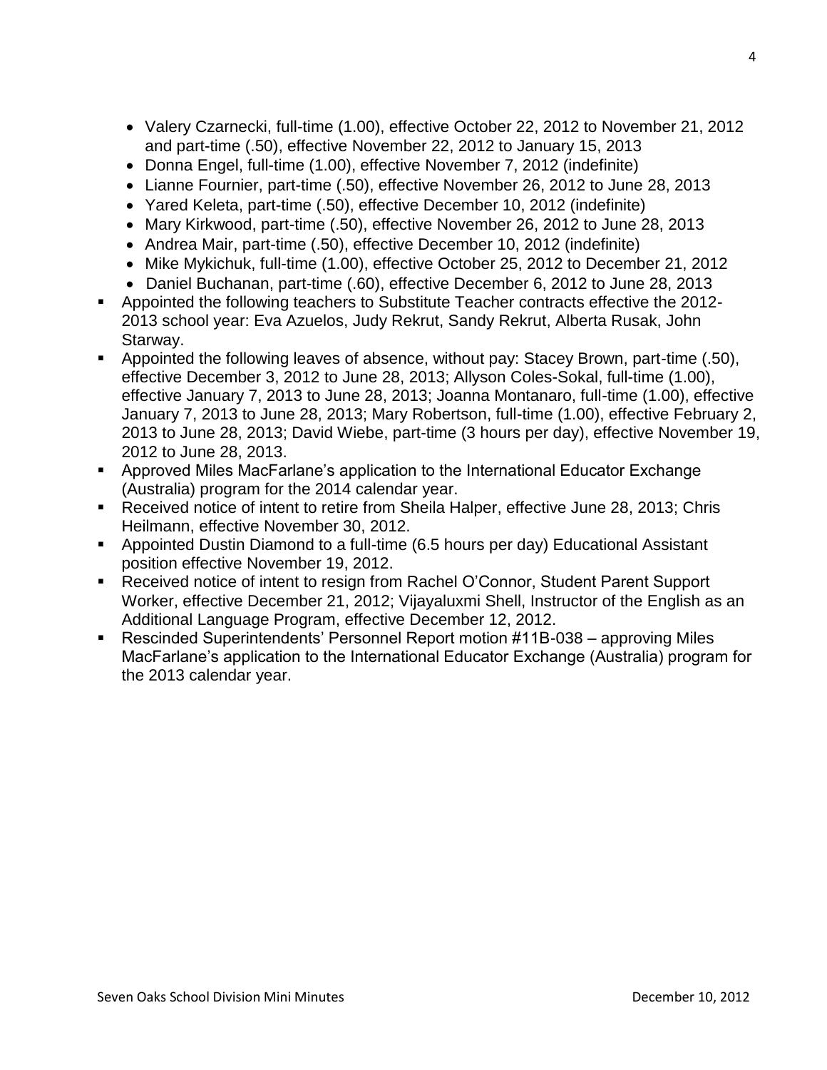- Valery Czarnecki, full-time (1.00), effective October 22, 2012 to November 21, 2012 and part-time (.50), effective November 22, 2012 to January 15, 2013
  - Donna Engel, full-time (1.00), effective November 7, 2012 (indefinite)
  - Lianne Fournier, part-time (.50), effective November 26, 2012 to June 28, 2013
  - Yared Keleta, part-time (.50), effective December 10, 2012 (indefinite)
  - Mary Kirkwood, part-time (.50), effective November 26, 2012 to June 28, 2013
  - Andrea Mair, part-time (.50), effective December 10, 2012 (indefinite)
  - Mike Mykichuk, full-time (1.00), effective October 25, 2012 to December 21, 2012
  - Daniel Buchanan, part-time (.60), effective December 6, 2012 to June 28, 2013
- Appointed the following teachers to Substitute Teacher contracts effective the 2012-2013 school year: Eva Azuelos, Judy Rekrut, Sandy Rekrut, Alberta Rusak, John Starway.
- Appointed the following leaves of absence, without pay: Stacey Brown, part-time (.50), effective December 3, 2012 to June 28, 2013; Allyson Coles-Sokal, full-time (1.00), effective January 7, 2013 to June 28, 2013; Joanna Montanaro, full-time (1.00), effective January 7, 2013 to June 28, 2013; Mary Robertson, full-time (1.00), effective February 2, 2013 to June 28, 2013; David Wiebe, part-time (3 hours per day), effective November 19, 2012 to June 28, 2013.
- Approved Miles MacFarlane's application to the International Educator Exchange (Australia) program for the 2014 calendar year.
- Received notice of intent to retire from Sheila Halper, effective June 28, 2013; Chris Heilmann, effective November 30, 2012.
- Appointed Dustin Diamond to a full-time (6.5 hours per day) Educational Assistant position effective November 19, 2012.
- Received notice of intent to resign from Rachel O'Connor, Student Parent Support Worker, effective December 21, 2012; Vijayaluxmi Shell, Instructor of the English as an Additional Language Program, effective December 12, 2012.
- Rescinded Superintendents' Personnel Report motion #11B-038 – approving Miles MacFarlane's application to the International Educator Exchange (Australia) program for the 2013 calendar year.